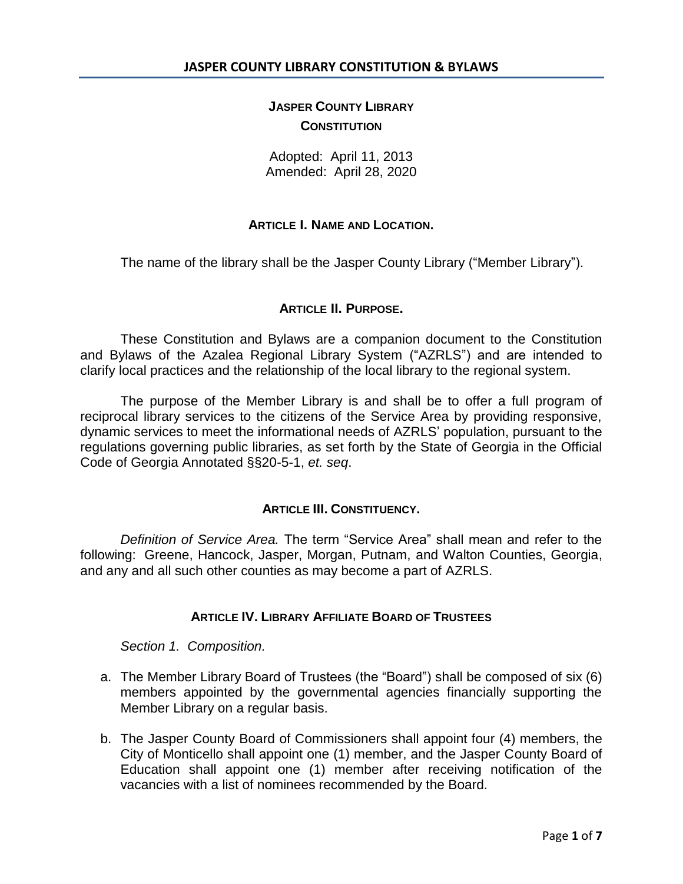# JASPER COUNTY LIBRARY
## CONSTITUTION

Adopted: April 11, 2013
Amended: April 28, 2020

### ARTICLE I. NAME AND LOCATION.

The name of the library shall be the Jasper County Library ("Member Library").

### ARTICLE II. PURPOSE.

These Constitution and Bylaws are a companion document to the Constitution and Bylaws of the Azalea Regional Library System ("AZRLS") and are intended to clarify local practices and the relationship of the local library to the regional system.

The purpose of the Member Library is and shall be to offer a full program of reciprocal library services to the citizens of the Service Area by providing responsive, dynamic services to meet the informational needs of AZRLS' population, pursuant to the regulations governing public libraries, as set forth by the State of Georgia in the Official Code of Georgia Annotated §§20-5-1, *et. seq*.

### ARTICLE III. CONSTITUENCY.

*Definition of Service Area.* The term "Service Area" shall mean and refer to the following: Greene, Hancock, Jasper, Morgan, Putnam, and Walton Counties, Georgia, and any and all such other counties as may become a part of AZRLS.

### ARTICLE IV. LIBRARY AFFILIATE BOARD OF TRUSTEES

*Section 1. Composition.*

a. The Member Library Board of Trustees (the "Board") shall be composed of six (6) members appointed by the governmental agencies financially supporting the Member Library on a regular basis.

b. The Jasper County Board of Commissioners shall appoint four (4) members, the City of Monticello shall appoint one (1) member, and the Jasper County Board of Education shall appoint one (1) member after receiving notification of the vacancies with a list of nominees recommended by the Board.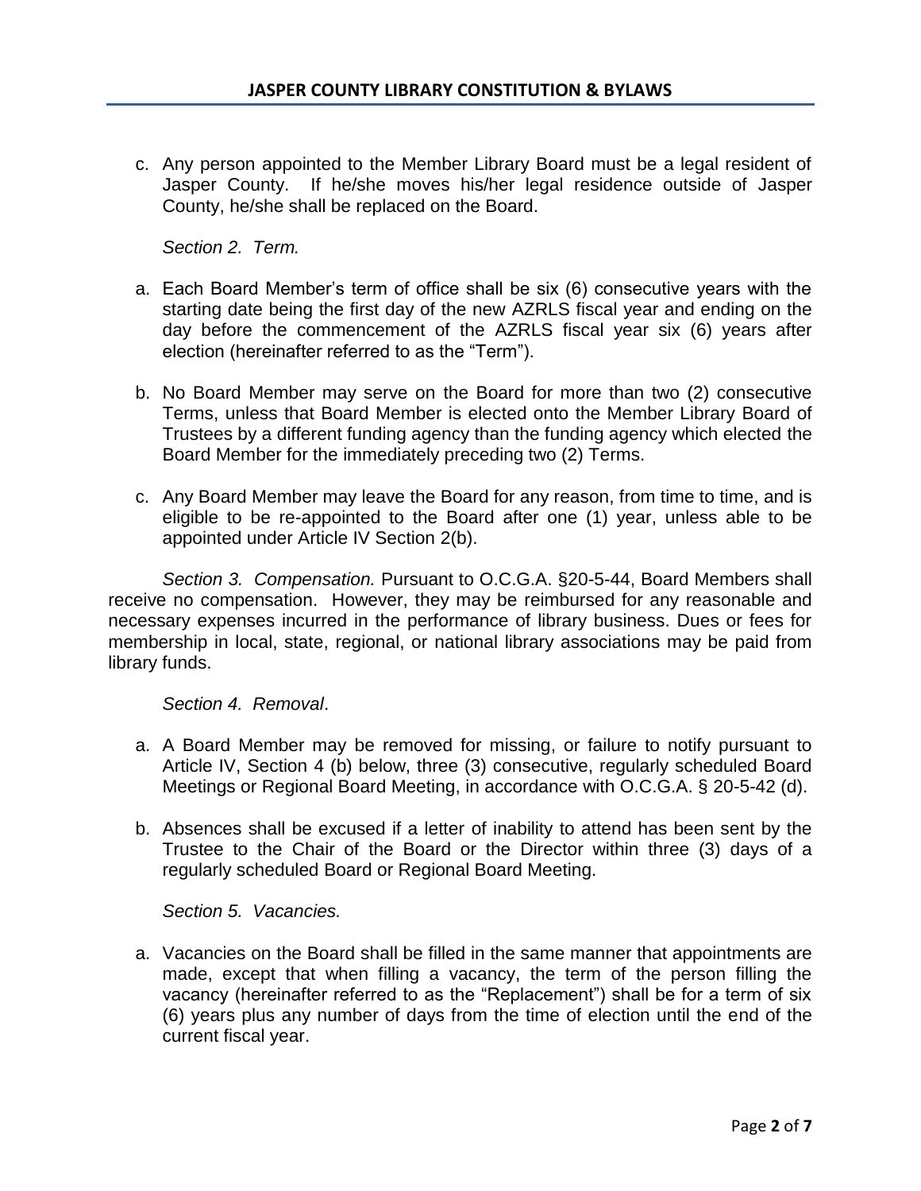c. Any person appointed to the Member Library Board must be a legal resident of Jasper County. If he/she moves his/her legal residence outside of Jasper County, he/she shall be replaced on the Board.

*Section 2. Term.*

a. Each Board Member's term of office shall be six (6) consecutive years with the starting date being the first day of the new AZRLS fiscal year and ending on the day before the commencement of the AZRLS fiscal year six (6) years after election (hereinafter referred to as the "Term").

b. No Board Member may serve on the Board for more than two (2) consecutive Terms, unless that Board Member is elected onto the Member Library Board of Trustees by a different funding agency than the funding agency which elected the Board Member for the immediately preceding two (2) Terms.

c. Any Board Member may leave the Board for any reason, from time to time, and is eligible to be re-appointed to the Board after one (1) year, unless able to be appointed under Article IV Section 2(b).

*Section 3. Compensation.* Pursuant to O.C.G.A. §20-5-44, Board Members shall receive no compensation. However, they may be reimbursed for any reasonable and necessary expenses incurred in the performance of library business. Dues or fees for membership in local, state, regional, or national library associations may be paid from library funds.

*Section 4. Removal*.

a. A Board Member may be removed for missing, or failure to notify pursuant to Article IV, Section 4 (b) below, three (3) consecutive, regularly scheduled Board Meetings or Regional Board Meeting, in accordance with O.C.G.A. § 20-5-42 (d).

b. Absences shall be excused if a letter of inability to attend has been sent by the Trustee to the Chair of the Board or the Director within three (3) days of a regularly scheduled Board or Regional Board Meeting.

*Section 5. Vacancies.*

a. Vacancies on the Board shall be filled in the same manner that appointments are made, except that when filling a vacancy, the term of the person filling the vacancy (hereinafter referred to as the "Replacement") shall be for a term of six (6) years plus any number of days from the time of election until the end of the current fiscal year.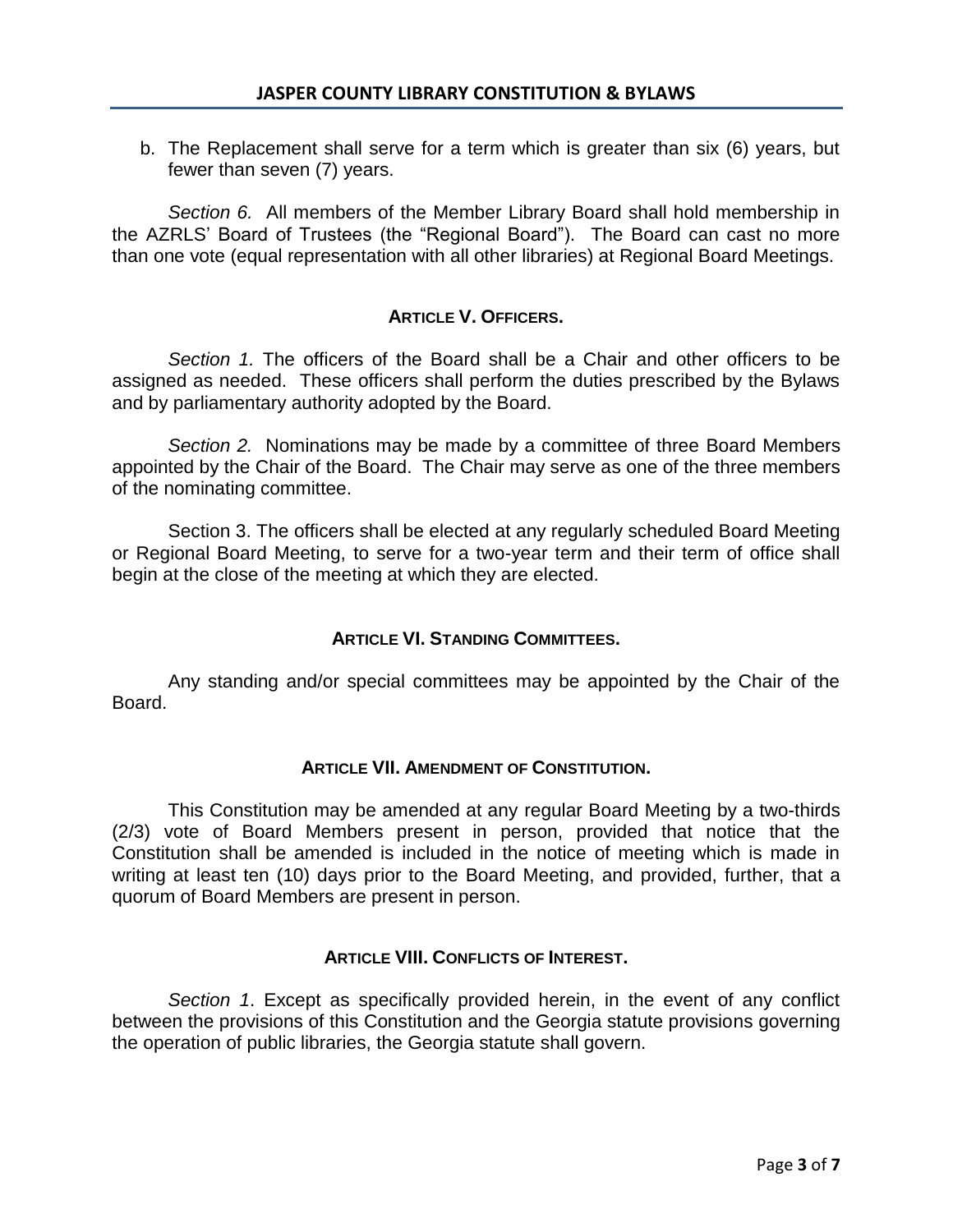b. The Replacement shall serve for a term which is greater than six (6) years, but fewer than seven (7) years.

*Section 6.* All members of the Member Library Board shall hold membership in the AZRLS' Board of Trustees (the "Regional Board"). The Board can cast no more than one vote (equal representation with all other libraries) at Regional Board Meetings.

### ARTICLE V. OFFICERS.

*Section 1.* The officers of the Board shall be a Chair and other officers to be assigned as needed. These officers shall perform the duties prescribed by the Bylaws and by parliamentary authority adopted by the Board.

*Section 2.* Nominations may be made by a committee of three Board Members appointed by the Chair of the Board. The Chair may serve as one of the three members of the nominating committee.

Section 3. The officers shall be elected at any regularly scheduled Board Meeting or Regional Board Meeting, to serve for a two-year term and their term of office shall begin at the close of the meeting at which they are elected.

### ARTICLE VI. STANDING COMMITTEES.

Any standing and/or special committees may be appointed by the Chair of the Board.

### ARTICLE VII. AMENDMENT OF CONSTITUTION.

This Constitution may be amended at any regular Board Meeting by a two-thirds (2/3) vote of Board Members present in person, provided that notice that the Constitution shall be amended is included in the notice of meeting which is made in writing at least ten (10) days prior to the Board Meeting, and provided, further, that a quorum of Board Members are present in person.

### ARTICLE VIII. CONFLICTS OF INTEREST.

*Section 1*. Except as specifically provided herein, in the event of any conflict between the provisions of this Constitution and the Georgia statute provisions governing the operation of public libraries, the Georgia statute shall govern.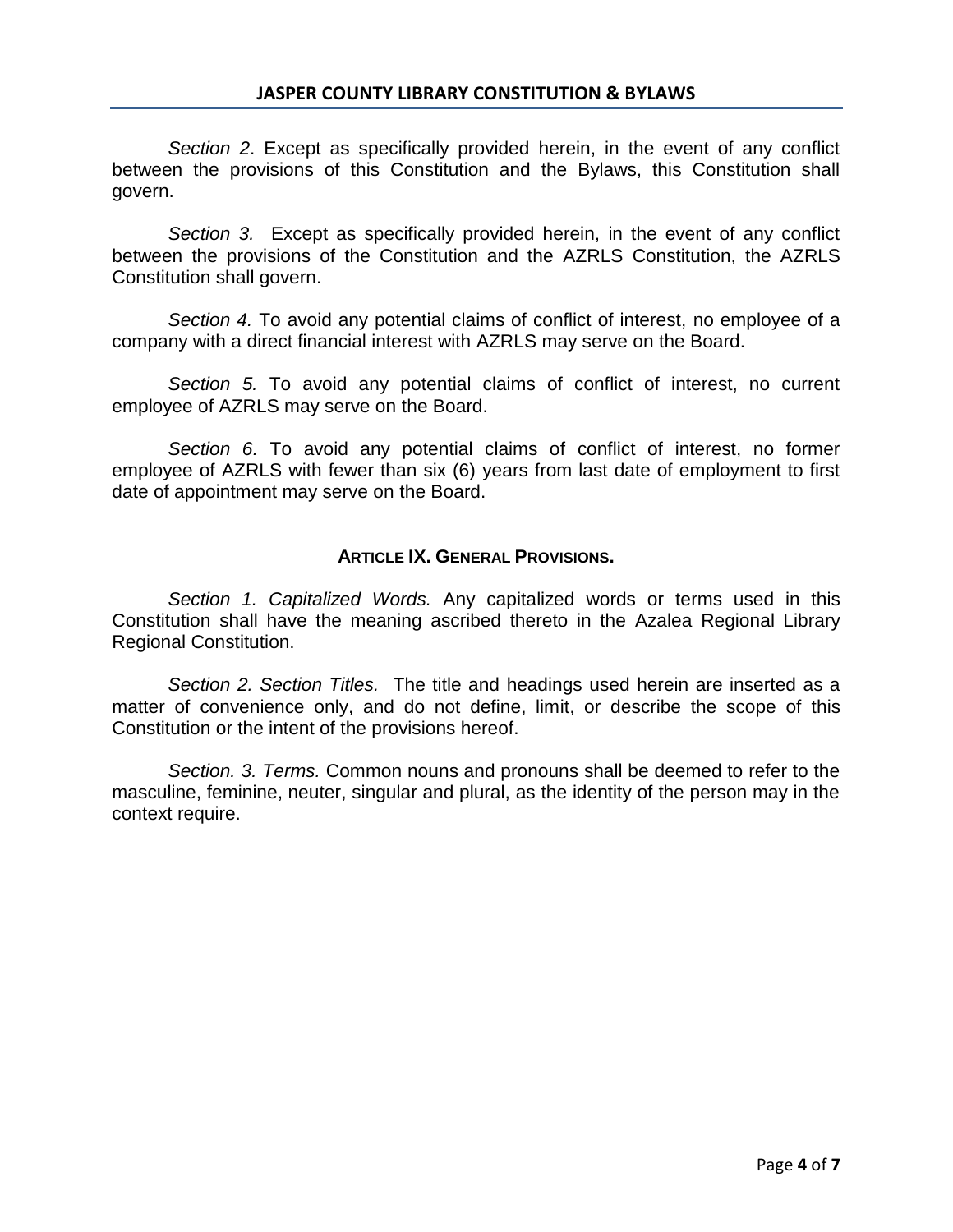*Section 2*. Except as specifically provided herein, in the event of any conflict between the provisions of this Constitution and the Bylaws, this Constitution shall govern.

*Section 3.* Except as specifically provided herein, in the event of any conflict between the provisions of the Constitution and the AZRLS Constitution, the AZRLS Constitution shall govern.

*Section 4.* To avoid any potential claims of conflict of interest, no employee of a company with a direct financial interest with AZRLS may serve on the Board.

*Section 5.* To avoid any potential claims of conflict of interest, no current employee of AZRLS may serve on the Board.

*Section 6.* To avoid any potential claims of conflict of interest, no former employee of AZRLS with fewer than six (6) years from last date of employment to first date of appointment may serve on the Board.

## ARTICLE IX. GENERAL PROVISIONS.

*Section 1. Capitalized Words.* Any capitalized words or terms used in this Constitution shall have the meaning ascribed thereto in the Azalea Regional Library Regional Constitution.

*Section 2. Section Titles.* The title and headings used herein are inserted as a matter of convenience only, and do not define, limit, or describe the scope of this Constitution or the intent of the provisions hereof.

*Section. 3. Terms.* Common nouns and pronouns shall be deemed to refer to the masculine, feminine, neuter, singular and plural, as the identity of the person may in the context require.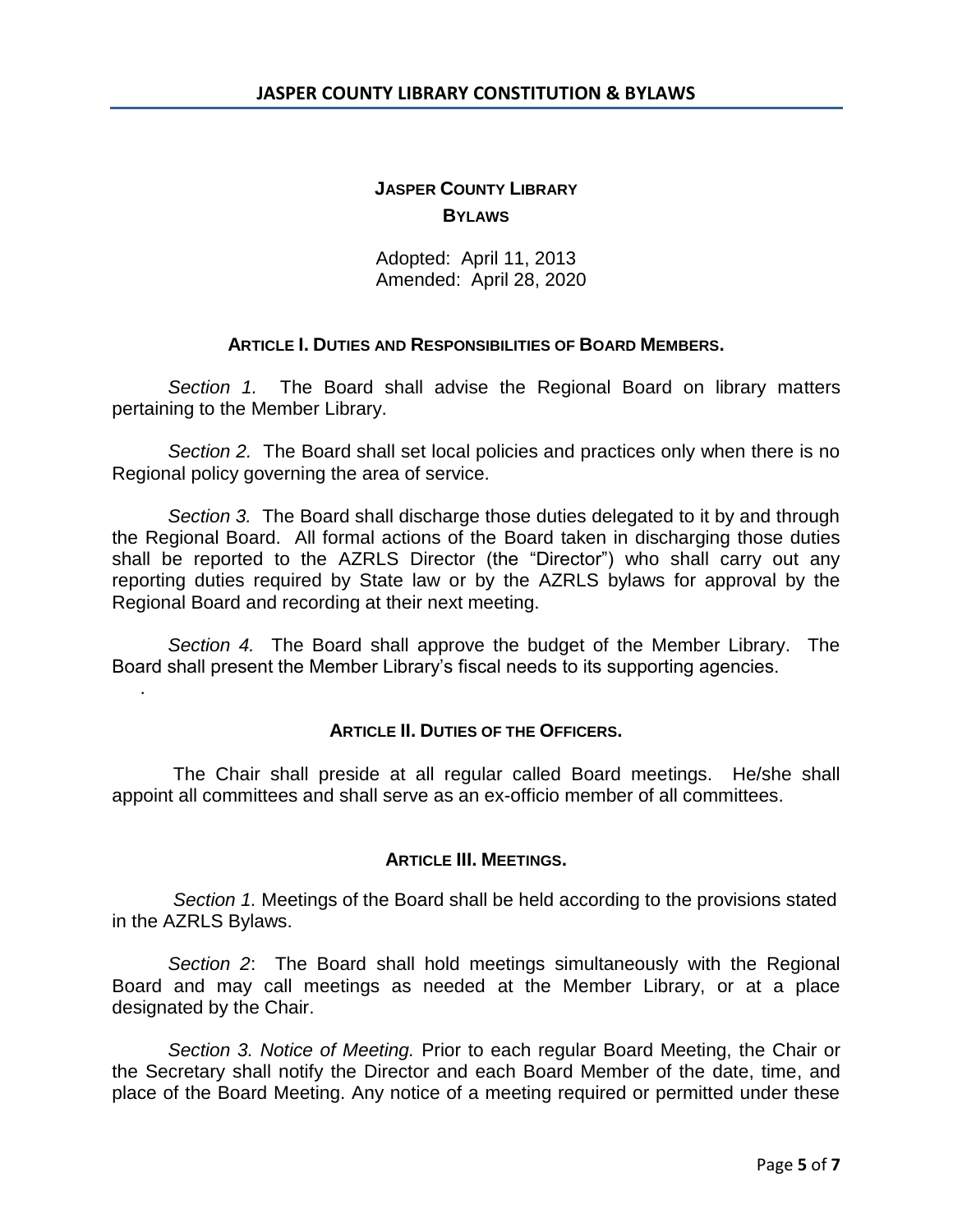# JASPER COUNTY LIBRARY
## BYLAWS

Adopted: April 11, 2013
Amended: April 28, 2020

### ARTICLE I. DUTIES AND RESPONSIBILITIES OF BOARD MEMBERS.

*Section 1.* The Board shall advise the Regional Board on library matters pertaining to the Member Library.

*Section 2.* The Board shall set local policies and practices only when there is no Regional policy governing the area of service.

*Section 3.* The Board shall discharge those duties delegated to it by and through the Regional Board. All formal actions of the Board taken in discharging those duties shall be reported to the AZRLS Director (the "Director") who shall carry out any reporting duties required by State law or by the AZRLS bylaws for approval by the Regional Board and recording at their next meeting.

*Section 4.* The Board shall approve the budget of the Member Library. The Board shall present the Member Library's fiscal needs to its supporting agencies.

### ARTICLE II. DUTIES OF THE OFFICERS.

The Chair shall preside at all regular called Board meetings. He/she shall appoint all committees and shall serve as an ex-officio member of all committees.

### ARTICLE III. MEETINGS.

*Section 1.* Meetings of the Board shall be held according to the provisions stated in the AZRLS Bylaws.

*Section 2*: The Board shall hold meetings simultaneously with the Regional Board and may call meetings as needed at the Member Library, or at a place designated by the Chair.

*Section 3. Notice of Meeting.* Prior to each regular Board Meeting, the Chair or the Secretary shall notify the Director and each Board Member of the date, time, and place of the Board Meeting. Any notice of a meeting required or permitted under these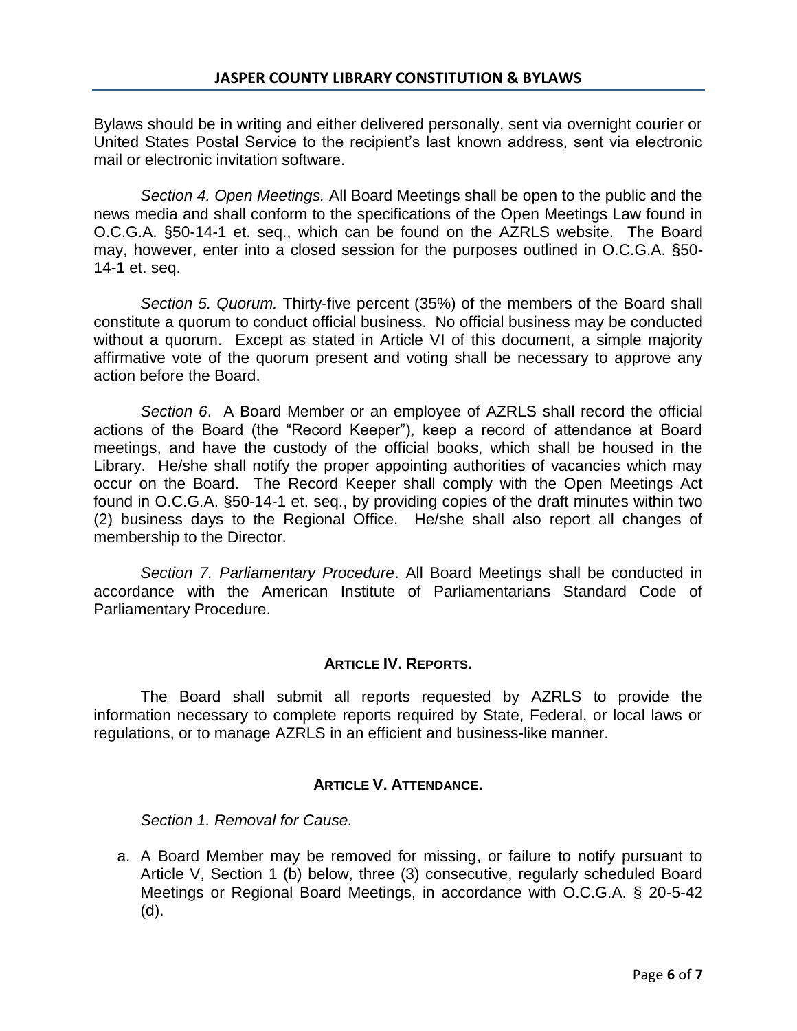Bylaws should be in writing and either delivered personally, sent via overnight courier or United States Postal Service to the recipient's last known address, sent via electronic mail or electronic invitation software.

*Section 4. Open Meetings.* All Board Meetings shall be open to the public and the news media and shall conform to the specifications of the Open Meetings Law found in O.C.G.A. §50-14-1 et. seq., which can be found on the AZRLS website. The Board may, however, enter into a closed session for the purposes outlined in O.C.G.A. §50-14-1 et. seq.

*Section 5. Quorum.* Thirty-five percent (35%) of the members of the Board shall constitute a quorum to conduct official business. No official business may be conducted without a quorum. Except as stated in Article VI of this document, a simple majority affirmative vote of the quorum present and voting shall be necessary to approve any action before the Board.

*Section 6*. A Board Member or an employee of AZRLS shall record the official actions of the Board (the "Record Keeper"), keep a record of attendance at Board meetings, and have the custody of the official books, which shall be housed in the Library. He/she shall notify the proper appointing authorities of vacancies which may occur on the Board. The Record Keeper shall comply with the Open Meetings Act found in O.C.G.A. §50-14-1 et. seq., by providing copies of the draft minutes within two (2) business days to the Regional Office. He/she shall also report all changes of membership to the Director.

*Section 7. Parliamentary Procedure*. All Board Meetings shall be conducted in accordance with the American Institute of Parliamentarians Standard Code of Parliamentary Procedure.

## ARTICLE IV. REPORTS.

The Board shall submit all reports requested by AZRLS to provide the information necessary to complete reports required by State, Federal, or local laws or regulations, or to manage AZRLS in an efficient and business-like manner.

## ARTICLE V. ATTENDANCE.

*Section 1. Removal for Cause.*

a. A Board Member may be removed for missing, or failure to notify pursuant to Article V, Section 1 (b) below, three (3) consecutive, regularly scheduled Board Meetings or Regional Board Meetings, in accordance with O.C.G.A. § 20-5-42 (d).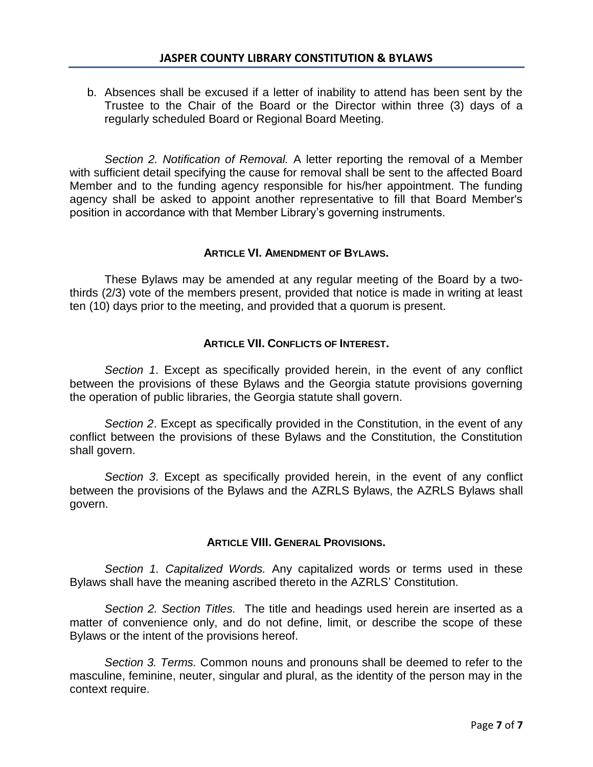b. Absences shall be excused if a letter of inability to attend has been sent by the Trustee to the Chair of the Board or the Director within three (3) days of a regularly scheduled Board or Regional Board Meeting.

*Section 2. Notification of Removal.* A letter reporting the removal of a Member with sufficient detail specifying the cause for removal shall be sent to the affected Board Member and to the funding agency responsible for his/her appointment. The funding agency shall be asked to appoint another representative to fill that Board Member's position in accordance with that Member Library's governing instruments.

## ARTICLE VI. AMENDMENT OF BYLAWS.

These Bylaws may be amended at any regular meeting of the Board by a two-thirds (2/3) vote of the members present, provided that notice is made in writing at least ten (10) days prior to the meeting, and provided that a quorum is present.

## ARTICLE VII. CONFLICTS OF INTEREST.

*Section 1*. Except as specifically provided herein, in the event of any conflict between the provisions of these Bylaws and the Georgia statute provisions governing the operation of public libraries, the Georgia statute shall govern.

*Section 2*. Except as specifically provided in the Constitution, in the event of any conflict between the provisions of these Bylaws and the Constitution, the Constitution shall govern.

*Section 3*. Except as specifically provided herein, in the event of any conflict between the provisions of the Bylaws and the AZRLS Bylaws, the AZRLS Bylaws shall govern.

## ARTICLE VIII. GENERAL PROVISIONS.

*Section 1. Capitalized Words.* Any capitalized words or terms used in these Bylaws shall have the meaning ascribed thereto in the AZRLS' Constitution.

*Section 2. Section Titles.* The title and headings used herein are inserted as a matter of convenience only, and do not define, limit, or describe the scope of these Bylaws or the intent of the provisions hereof.

*Section 3. Terms.* Common nouns and pronouns shall be deemed to refer to the masculine, feminine, neuter, singular and plural, as the identity of the person may in the context require.